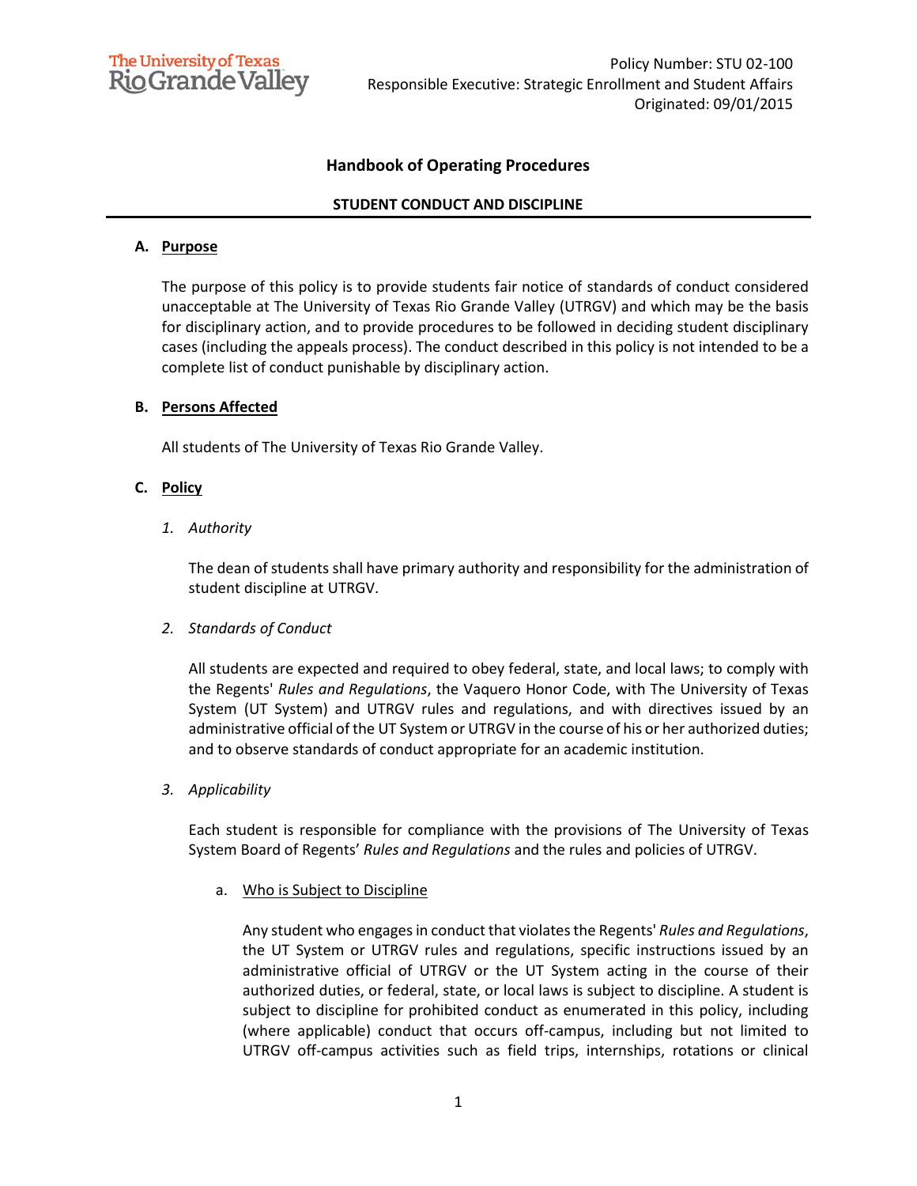The University of Texas Rio Grande Valley

Policy Number: STU 02-100
Responsible Executive: Strategic Enrollment and Student Affairs
Originated: 09/01/2015

# Handbook of Operating Procedures

## STUDENT CONDUCT AND DISCIPLINE

### A. Purpose

The purpose of this policy is to provide students fair notice of standards of conduct considered unacceptable at The University of Texas Rio Grande Valley (UTRGV) and which may be the basis for disciplinary action, and to provide procedures to be followed in deciding student disciplinary cases (including the appeals process). The conduct described in this policy is not intended to be a complete list of conduct punishable by disciplinary action.

### B. Persons Affected

All students of The University of Texas Rio Grande Valley.

### C. Policy

*1. Authority*

The dean of students shall have primary authority and responsibility for the administration of student discipline at UTRGV.

*2. Standards of Conduct*

All students are expected and required to obey federal, state, and local laws; to comply with the Regents' *Rules and Regulations*, the Vaquero Honor Code, with The University of Texas System (UT System) and UTRGV rules and regulations, and with directives issued by an administrative official of the UT System or UTRGV in the course of his or her authorized duties; and to observe standards of conduct appropriate for an academic institution.

*3. Applicability*

Each student is responsible for compliance with the provisions of The University of Texas System Board of Regents' *Rules and Regulations* and the rules and policies of UTRGV.

a. Who is Subject to Discipline

Any student who engages in conduct that violates the Regents' *Rules and Regulations*, the UT System or UTRGV rules and regulations, specific instructions issued by an administrative official of UTRGV or the UT System acting in the course of their authorized duties, or federal, state, or local laws is subject to discipline. A student is subject to discipline for prohibited conduct as enumerated in this policy, including (where applicable) conduct that occurs off-campus, including but not limited to UTRGV off-campus activities such as field trips, internships, rotations or clinical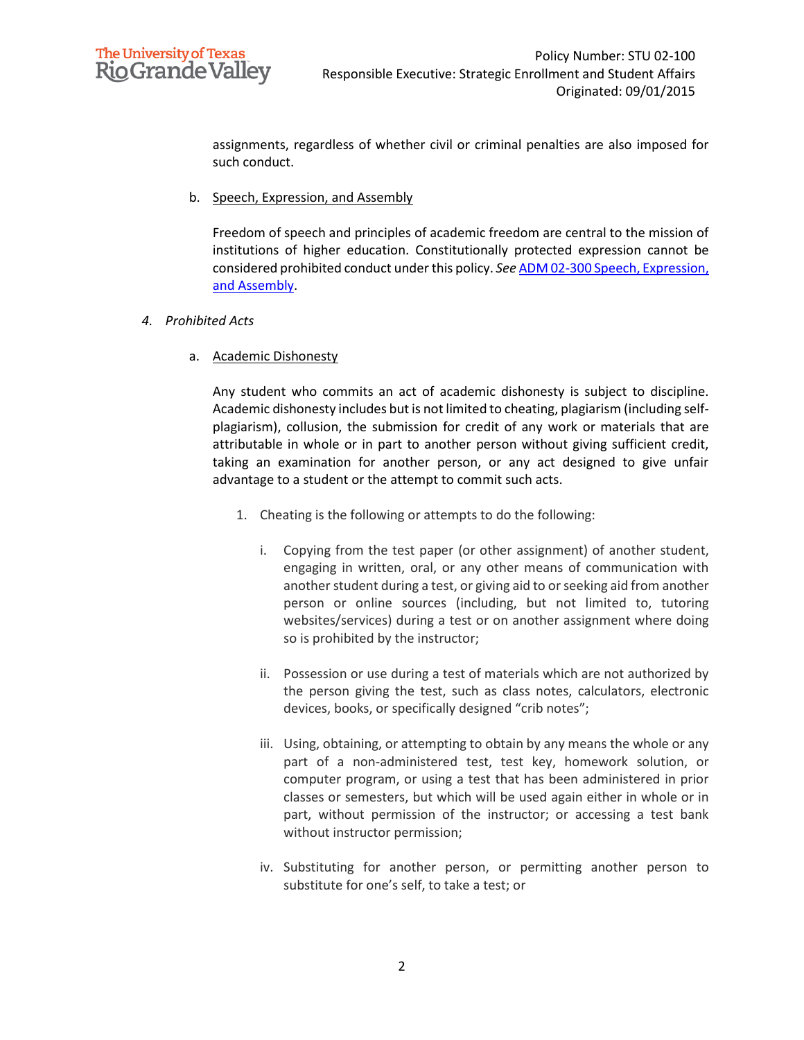assignments, regardless of whether civil or criminal penalties are also imposed for such conduct.

b. Speech, Expression, and Assembly

Freedom of speech and principles of academic freedom are central to the mission of institutions of higher education. Constitutionally protected expression cannot be considered prohibited conduct under this policy. *See* ADM 02-300 Speech, Expression, and Assembly.

*4. Prohibited Acts*

a. Academic Dishonesty

Any student who commits an act of academic dishonesty is subject to discipline. Academic dishonesty includes but is not limited to cheating, plagiarism (including self-plagiarism), collusion, the submission for credit of any work or materials that are attributable in whole or in part to another person without giving sufficient credit, taking an examination for another person, or any act designed to give unfair advantage to a student or the attempt to commit such acts.

1. Cheating is the following or attempts to do the following:

   i. Copying from the test paper (or other assignment) of another student, engaging in written, oral, or any other means of communication with another student during a test, or giving aid to or seeking aid from another person or online sources (including, but not limited to, tutoring websites/services) during a test or on another assignment where doing so is prohibited by the instructor;

   ii. Possession or use during a test of materials which are not authorized by the person giving the test, such as class notes, calculators, electronic devices, books, or specifically designed "crib notes";

   iii. Using, obtaining, or attempting to obtain by any means the whole or any part of a non-administered test, test key, homework solution, or computer program, or using a test that has been administered in prior classes or semesters, but which will be used again either in whole or in part, without permission of the instructor; or accessing a test bank without instructor permission;

   iv. Substituting for another person, or permitting another person to substitute for one's self, to take a test; or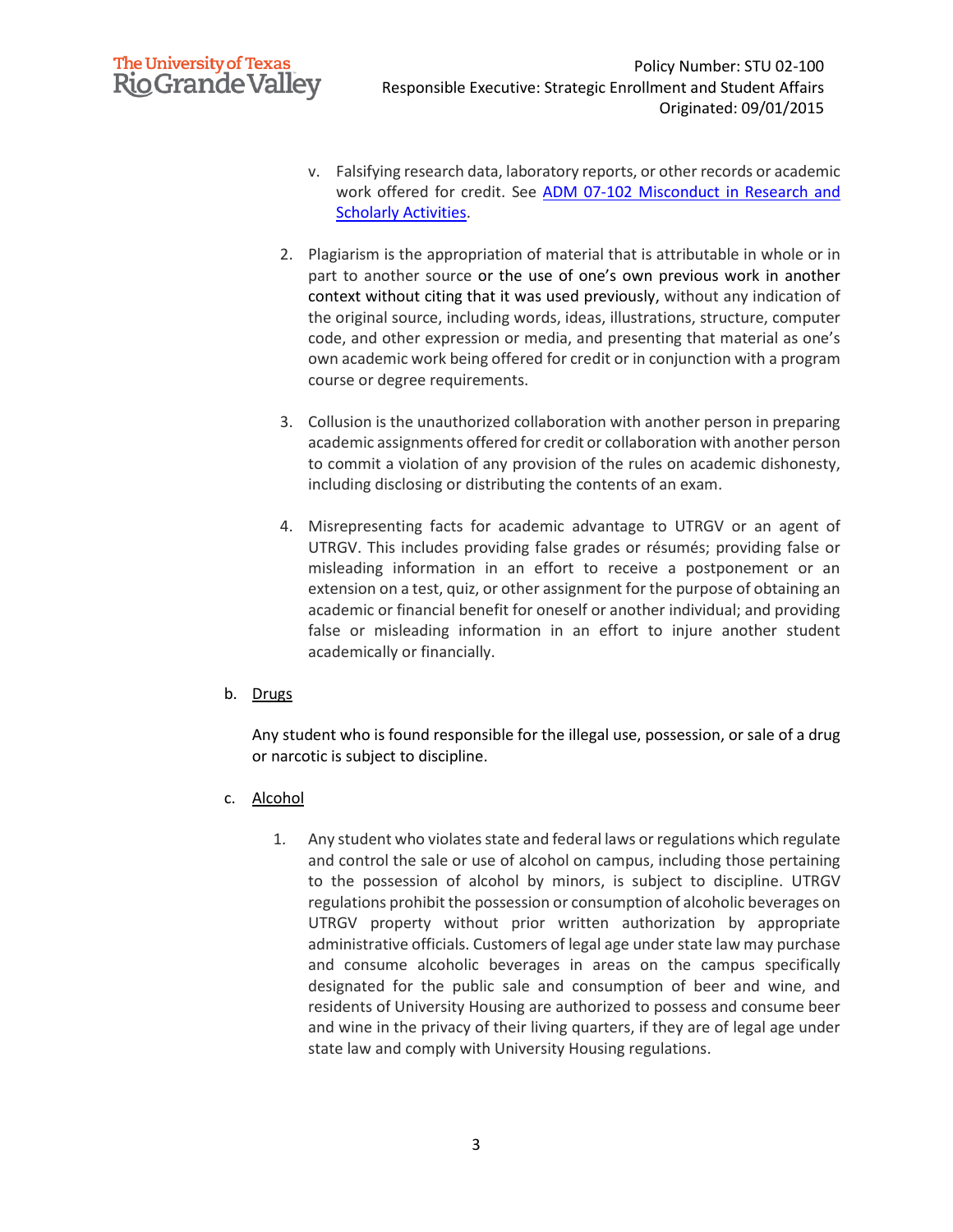v. Falsifying research data, laboratory reports, or other records or academic work offered for credit. See [ADM 07-102 Misconduct in Research and Scholarly Activities](ADM 07-102 Misconduct in Research and Scholarly Activities).

2. Plagiarism is the appropriation of material that is attributable in whole or in part to another source or the use of one's own previous work in another context without citing that it was used previously, without any indication of the original source, including words, ideas, illustrations, structure, computer code, and other expression or media, and presenting that material as one's own academic work being offered for credit or in conjunction with a program course or degree requirements.

3. Collusion is the unauthorized collaboration with another person in preparing academic assignments offered for credit or collaboration with another person to commit a violation of any provision of the rules on academic dishonesty, including disclosing or distributing the contents of an exam.

4. Misrepresenting facts for academic advantage to UTRGV or an agent of UTRGV. This includes providing false grades or résumés; providing false or misleading information in an effort to receive a postponement or an extension on a test, quiz, or other assignment for the purpose of obtaining an academic or financial benefit for oneself or another individual; and providing false or misleading information in an effort to injure another student academically or financially.

b. Drugs

Any student who is found responsible for the illegal use, possession, or sale of a drug or narcotic is subject to discipline.

c. Alcohol

1. Any student who violates state and federal laws or regulations which regulate and control the sale or use of alcohol on campus, including those pertaining to the possession of alcohol by minors, is subject to discipline. UTRGV regulations prohibit the possession or consumption of alcoholic beverages on UTRGV property without prior written authorization by appropriate administrative officials. Customers of legal age under state law may purchase and consume alcoholic beverages in areas on the campus specifically designated for the public sale and consumption of beer and wine, and residents of University Housing are authorized to possess and consume beer and wine in the privacy of their living quarters, if they are of legal age under state law and comply with University Housing regulations.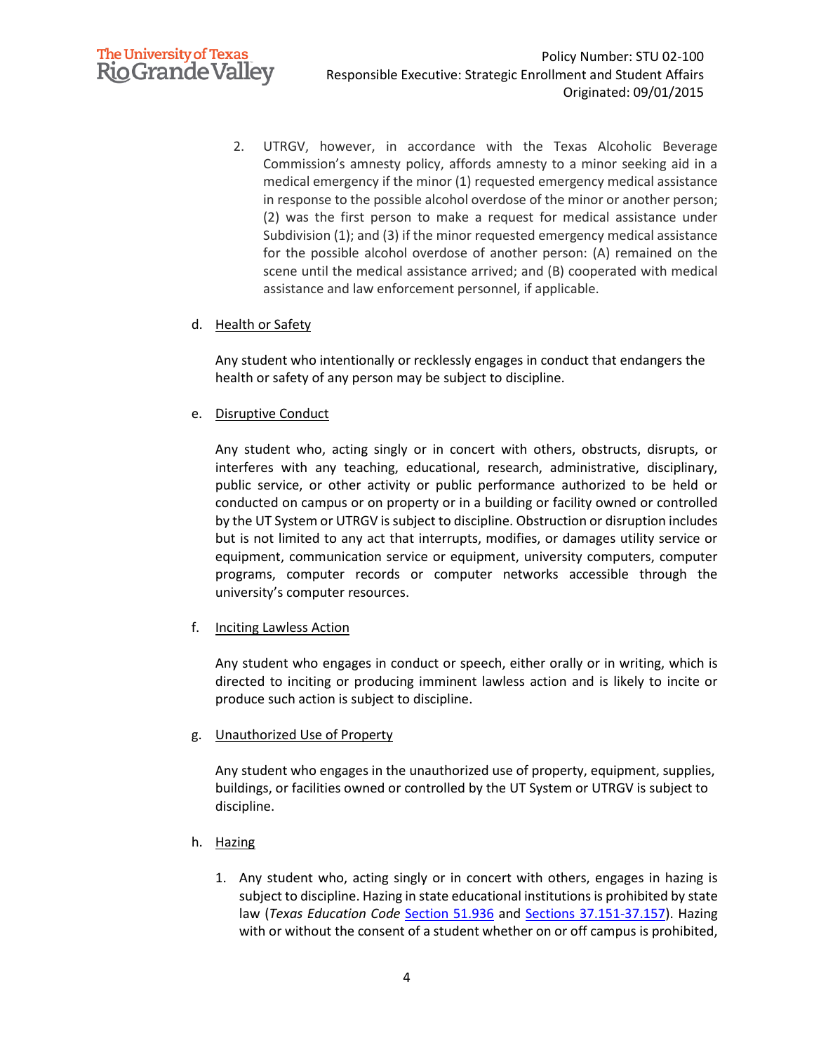2. UTRGV, however, in accordance with the Texas Alcoholic Beverage Commission's amnesty policy, affords amnesty to a minor seeking aid in a medical emergency if the minor (1) requested emergency medical assistance in response to the possible alcohol overdose of the minor or another person; (2) was the first person to make a request for medical assistance under Subdivision (1); and (3) if the minor requested emergency medical assistance for the possible alcohol overdose of another person: (A) remained on the scene until the medical assistance arrived; and (B) cooperated with medical assistance and law enforcement personnel, if applicable.

d. <u>Health or Safety</u>

Any student who intentionally or recklessly engages in conduct that endangers the health or safety of any person may be subject to discipline.

e. <u>Disruptive Conduct</u>

Any student who, acting singly or in concert with others, obstructs, disrupts, or interferes with any teaching, educational, research, administrative, disciplinary, public service, or other activity or public performance authorized to be held or conducted on campus or on property or in a building or facility owned or controlled by the UT System or UTRGV is subject to discipline. Obstruction or disruption includes but is not limited to any act that interrupts, modifies, or damages utility service or equipment, communication service or equipment, university computers, computer programs, computer records or computer networks accessible through the university's computer resources.

f. <u>Inciting Lawless Action</u>

Any student who engages in conduct or speech, either orally or in writing, which is directed to inciting or producing imminent lawless action and is likely to incite or produce such action is subject to discipline.

g. <u>Unauthorized Use of Property</u>

Any student who engages in the unauthorized use of property, equipment, supplies, buildings, or facilities owned or controlled by the UT System or UTRGV is subject to discipline.

h. <u>Hazing</u>

1. Any student who, acting singly or in concert with others, engages in hazing is subject to discipline. Hazing in state educational institutions is prohibited by state law (*Texas Education Code* Section 51.936 and Sections 37.151-37.157). Hazing with or without the consent of a student whether on or off campus is prohibited,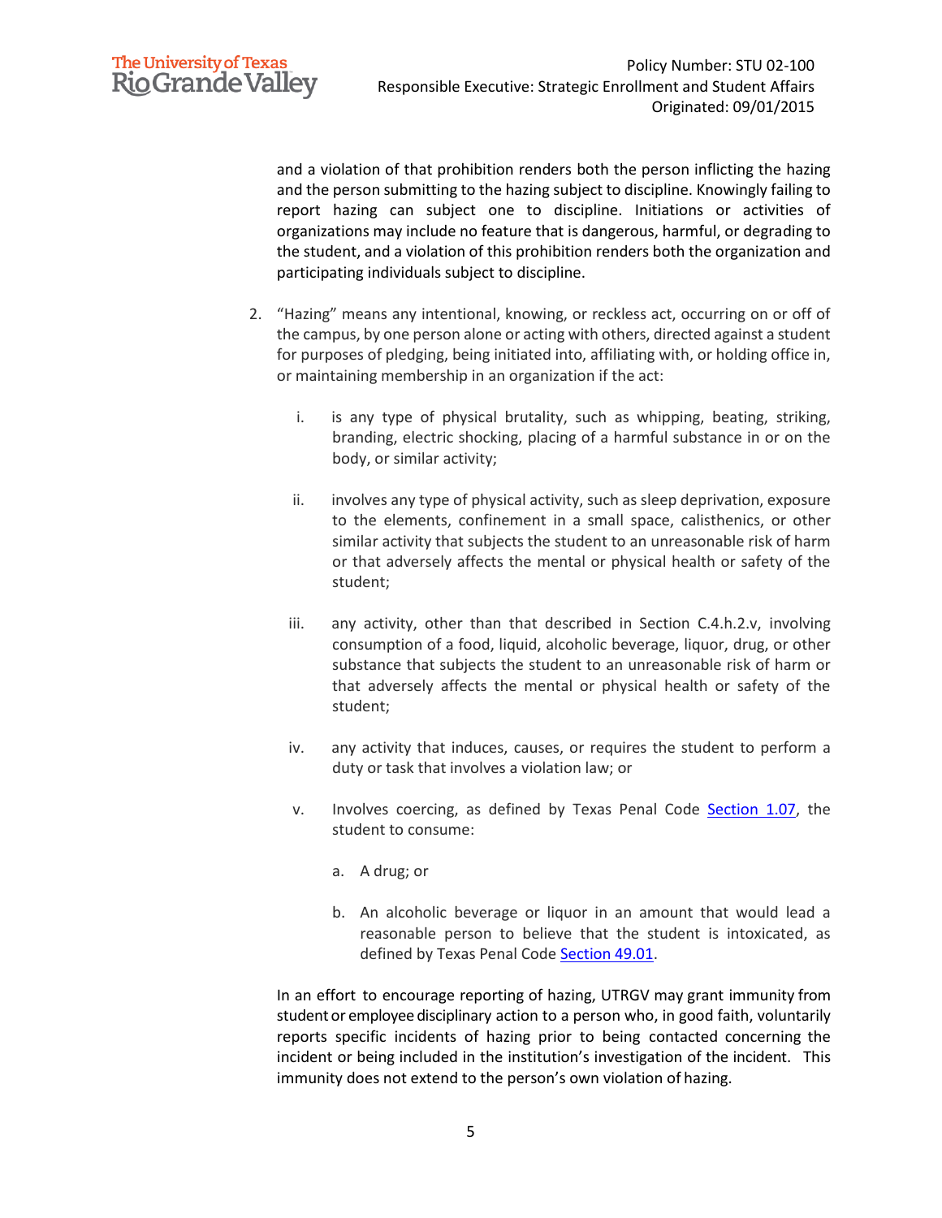and a violation of that prohibition renders both the person inflicting the hazing and the person submitting to the hazing subject to discipline. Knowingly failing to report hazing can subject one to discipline. Initiations or activities of organizations may include no feature that is dangerous, harmful, or degrading to the student, and a violation of this prohibition renders both the organization and participating individuals subject to discipline.

2. "Hazing" means any intentional, knowing, or reckless act, occurring on or off of the campus, by one person alone or acting with others, directed against a student for purposes of pledging, being initiated into, affiliating with, or holding office in, or maintaining membership in an organization if the act:

   i. is any type of physical brutality, such as whipping, beating, striking, branding, electric shocking, placing of a harmful substance in or on the body, or similar activity;

   ii. involves any type of physical activity, such as sleep deprivation, exposure to the elements, confinement in a small space, calisthenics, or other similar activity that subjects the student to an unreasonable risk of harm or that adversely affects the mental or physical health or safety of the student;

   iii. any activity, other than that described in Section C.4.h.2.v, involving consumption of a food, liquid, alcoholic beverage, liquor, drug, or other substance that subjects the student to an unreasonable risk of harm or that adversely affects the mental or physical health or safety of the student;

   iv. any activity that induces, causes, or requires the student to perform a duty or task that involves a violation law; or

   v. Involves coercing, as defined by Texas Penal Code [Section 1.07](), the student to consume:

      a. A drug; or

      b. An alcoholic beverage or liquor in an amount that would lead a reasonable person to believe that the student is intoxicated, as defined by Texas Penal Code [Section 49.01]().

In an effort to encourage reporting of hazing, UTRGV may grant immunity from student or employee disciplinary action to a person who, in good faith, voluntarily reports specific incidents of hazing prior to being contacted concerning the incident or being included in the institution's investigation of the incident. This immunity does not extend to the person's own violation of hazing.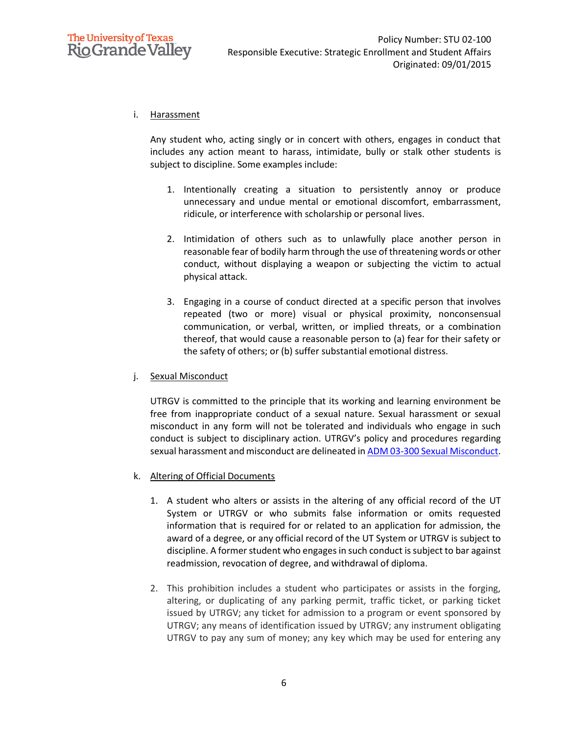i. Harassment

Any student who, acting singly or in concert with others, engages in conduct that includes any action meant to harass, intimidate, bully or stalk other students is subject to discipline. Some examples include:

1. Intentionally creating a situation to persistently annoy or produce unnecessary and undue mental or emotional discomfort, embarrassment, ridicule, or interference with scholarship or personal lives.

2. Intimidation of others such as to unlawfully place another person in reasonable fear of bodily harm through the use of threatening words or other conduct, without displaying a weapon or subjecting the victim to actual physical attack.

3. Engaging in a course of conduct directed at a specific person that involves repeated (two or more) visual or physical proximity, nonconsensual communication, or verbal, written, or implied threats, or a combination thereof, that would cause a reasonable person to (a) fear for their safety or the safety of others; or (b) suffer substantial emotional distress.

j. Sexual Misconduct

UTRGV is committed to the principle that its working and learning environment be free from inappropriate conduct of a sexual nature. Sexual harassment or sexual misconduct in any form will not be tolerated and individuals who engage in such conduct is subject to disciplinary action. UTRGV's policy and procedures regarding sexual harassment and misconduct are delineated in ADM 03-300 Sexual Misconduct.

k. Altering of Official Documents

1. A student who alters or assists in the altering of any official record of the UT System or UTRGV or who submits false information or omits requested information that is required for or related to an application for admission, the award of a degree, or any official record of the UT System or UTRGV is subject to discipline. A former student who engages in such conduct is subject to bar against readmission, revocation of degree, and withdrawal of diploma.

2. This prohibition includes a student who participates or assists in the forging, altering, or duplicating of any parking permit, traffic ticket, or parking ticket issued by UTRGV; any ticket for admission to a program or event sponsored by UTRGV; any means of identification issued by UTRGV; any instrument obligating UTRGV to pay any sum of money; any key which may be used for entering any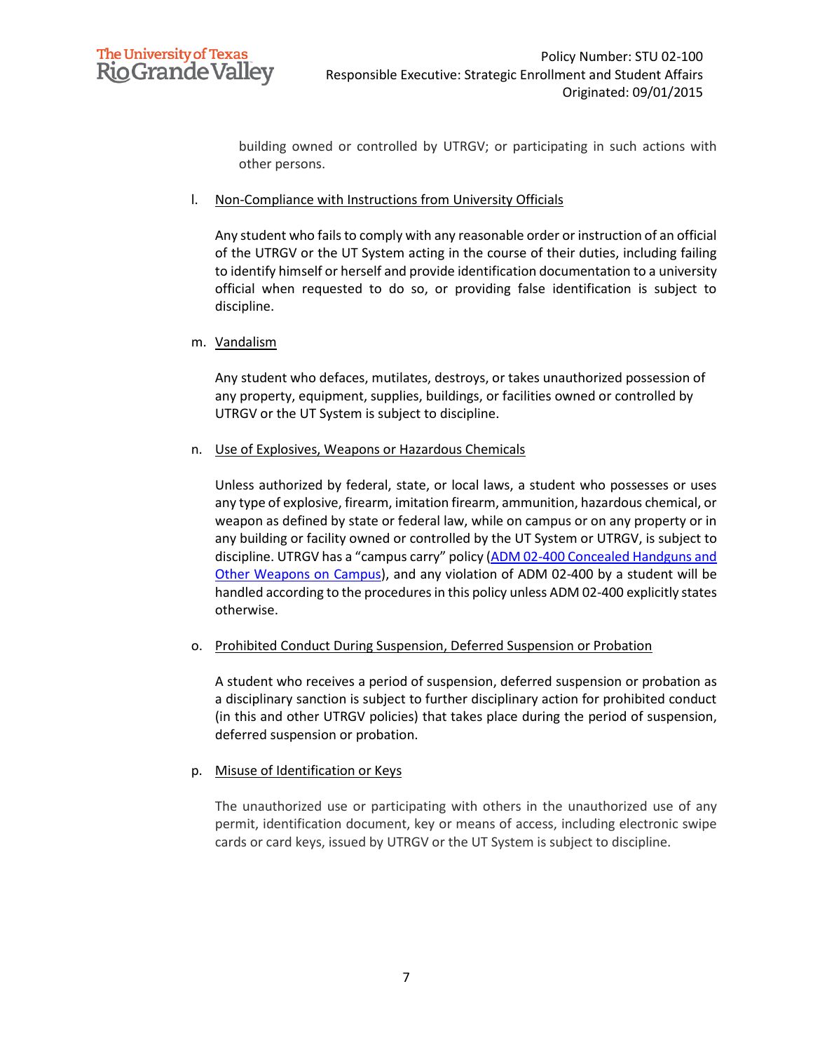building owned or controlled by UTRGV; or participating in such actions with other persons.

l. Non-Compliance with Instructions from University Officials

Any student who fails to comply with any reasonable order or instruction of an official of the UTRGV or the UT System acting in the course of their duties, including failing to identify himself or herself and provide identification documentation to a university official when requested to do so, or providing false identification is subject to discipline.

m. Vandalism

Any student who defaces, mutilates, destroys, or takes unauthorized possession of any property, equipment, supplies, buildings, or facilities owned or controlled by UTRGV or the UT System is subject to discipline.

n. Use of Explosives, Weapons or Hazardous Chemicals

Unless authorized by federal, state, or local laws, a student who possesses or uses any type of explosive, firearm, imitation firearm, ammunition, hazardous chemical, or weapon as defined by state or federal law, while on campus or on any property or in any building or facility owned or controlled by the UT System or UTRGV, is subject to discipline. UTRGV has a "campus carry" policy (ADM 02-400 Concealed Handguns and Other Weapons on Campus), and any violation of ADM 02-400 by a student will be handled according to the procedures in this policy unless ADM 02-400 explicitly states otherwise.

o. Prohibited Conduct During Suspension, Deferred Suspension or Probation

A student who receives a period of suspension, deferred suspension or probation as a disciplinary sanction is subject to further disciplinary action for prohibited conduct (in this and other UTRGV policies) that takes place during the period of suspension, deferred suspension or probation.

p. Misuse of Identification or Keys

The unauthorized use or participating with others in the unauthorized use of any permit, identification document, key or means of access, including electronic swipe cards or card keys, issued by UTRGV or the UT System is subject to discipline.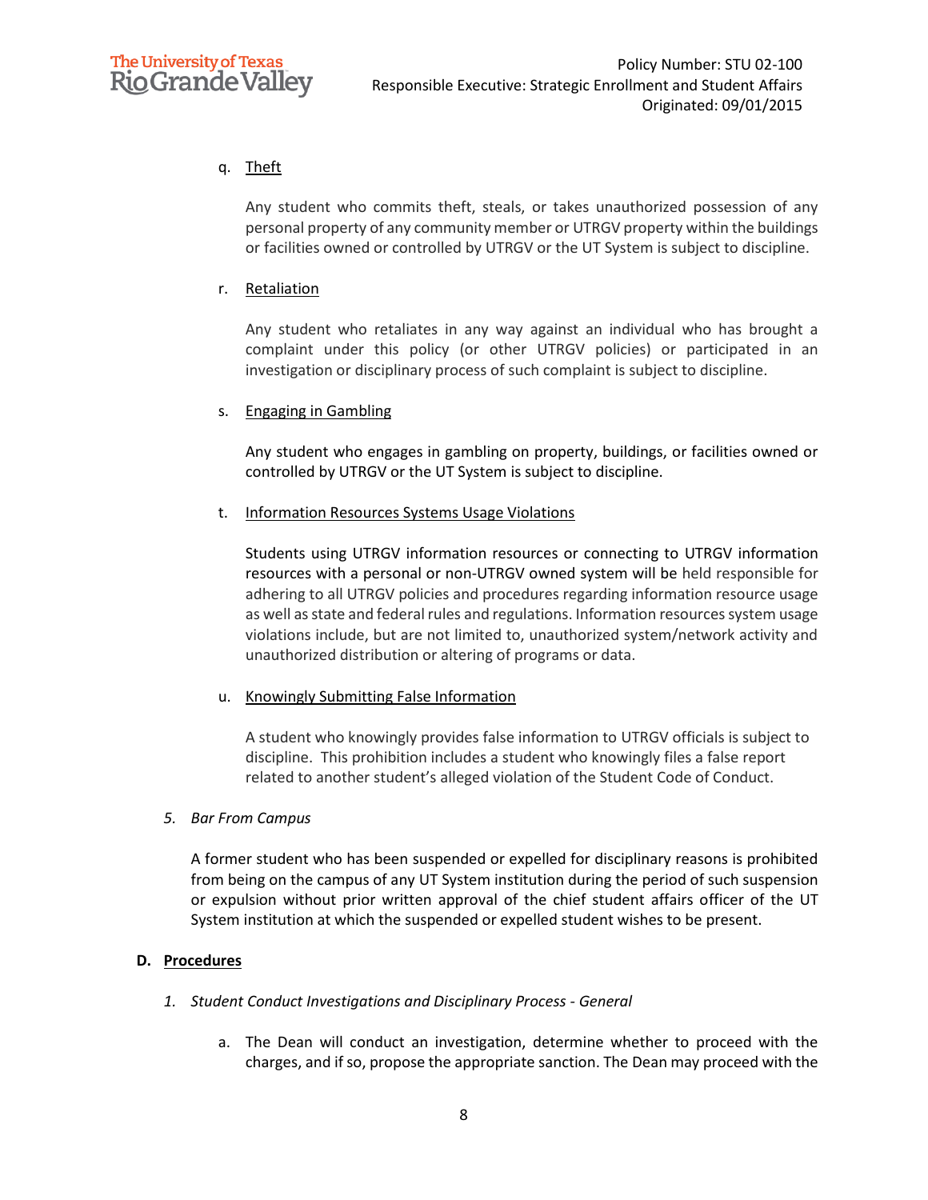q. Theft

Any student who commits theft, steals, or takes unauthorized possession of any personal property of any community member or UTRGV property within the buildings or facilities owned or controlled by UTRGV or the UT System is subject to discipline.

r. Retaliation

Any student who retaliates in any way against an individual who has brought a complaint under this policy (or other UTRGV policies) or participated in an investigation or disciplinary process of such complaint is subject to discipline.

s. Engaging in Gambling

Any student who engages in gambling on property, buildings, or facilities owned or controlled by UTRGV or the UT System is subject to discipline.

t. Information Resources Systems Usage Violations

Students using UTRGV information resources or connecting to UTRGV information resources with a personal or non-UTRGV owned system will be held responsible for adhering to all UTRGV policies and procedures regarding information resource usage as well as state and federal rules and regulations. Information resources system usage violations include, but are not limited to, unauthorized system/network activity and unauthorized distribution or altering of programs or data.

u. Knowingly Submitting False Information

A student who knowingly provides false information to UTRGV officials is subject to discipline. This prohibition includes a student who knowingly files a false report related to another student's alleged violation of the Student Code of Conduct.

*5. Bar From Campus*

A former student who has been suspended or expelled for disciplinary reasons is prohibited from being on the campus of any UT System institution during the period of such suspension or expulsion without prior written approval of the chief student affairs officer of the UT System institution at which the suspended or expelled student wishes to be present.

## D. Procedures

*1. Student Conduct Investigations and Disciplinary Process - General*

a. The Dean will conduct an investigation, determine whether to proceed with the charges, and if so, propose the appropriate sanction. The Dean may proceed with the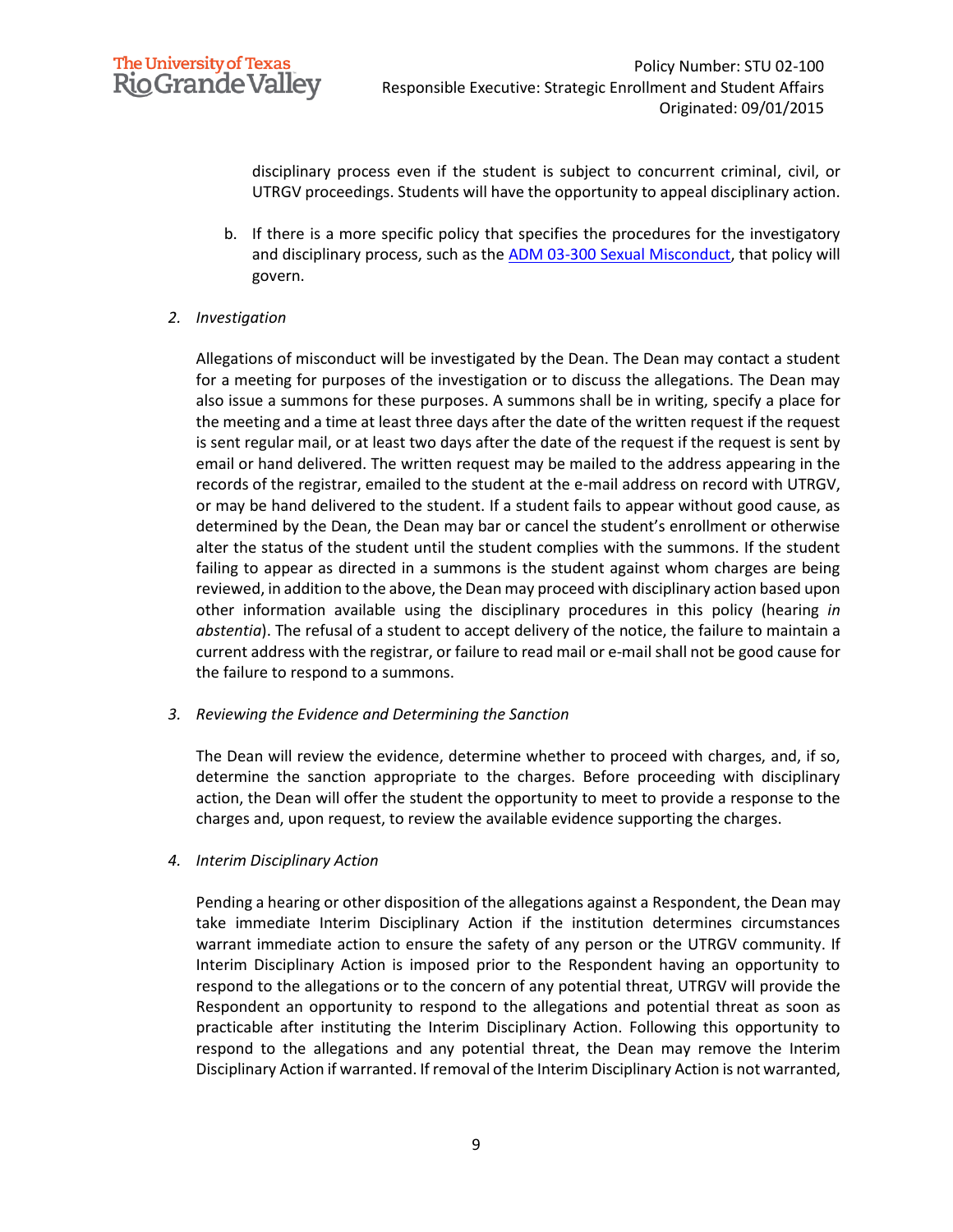disciplinary process even if the student is subject to concurrent criminal, civil, or UTRGV proceedings. Students will have the opportunity to appeal disciplinary action.

b. If there is a more specific policy that specifies the procedures for the investigatory and disciplinary process, such as the ADM 03-300 Sexual Misconduct, that policy will govern.

2. *Investigation*

   Allegations of misconduct will be investigated by the Dean. The Dean may contact a student for a meeting for purposes of the investigation or to discuss the allegations. The Dean may also issue a summons for these purposes. A summons shall be in writing, specify a place for the meeting and a time at least three days after the date of the written request if the request is sent regular mail, or at least two days after the date of the request if the request is sent by email or hand delivered. The written request may be mailed to the address appearing in the records of the registrar, emailed to the student at the e-mail address on record with UTRGV, or may be hand delivered to the student. If a student fails to appear without good cause, as determined by the Dean, the Dean may bar or cancel the student's enrollment or otherwise alter the status of the student until the student complies with the summons. If the student failing to appear as directed in a summons is the student against whom charges are being reviewed, in addition to the above, the Dean may proceed with disciplinary action based upon other information available using the disciplinary procedures in this policy (hearing *in abstentia*). The refusal of a student to accept delivery of the notice, the failure to maintain a current address with the registrar, or failure to read mail or e-mail shall not be good cause for the failure to respond to a summons.

3. *Reviewing the Evidence and Determining the Sanction*

   The Dean will review the evidence, determine whether to proceed with charges, and, if so, determine the sanction appropriate to the charges. Before proceeding with disciplinary action, the Dean will offer the student the opportunity to meet to provide a response to the charges and, upon request, to review the available evidence supporting the charges.

4. *Interim Disciplinary Action*

   Pending a hearing or other disposition of the allegations against a Respondent, the Dean may take immediate Interim Disciplinary Action if the institution determines circumstances warrant immediate action to ensure the safety of any person or the UTRGV community. If Interim Disciplinary Action is imposed prior to the Respondent having an opportunity to respond to the allegations or to the concern of any potential threat, UTRGV will provide the Respondent an opportunity to respond to the allegations and potential threat as soon as practicable after instituting the Interim Disciplinary Action. Following this opportunity to respond to the allegations and any potential threat, the Dean may remove the Interim Disciplinary Action if warranted. If removal of the Interim Disciplinary Action is not warranted,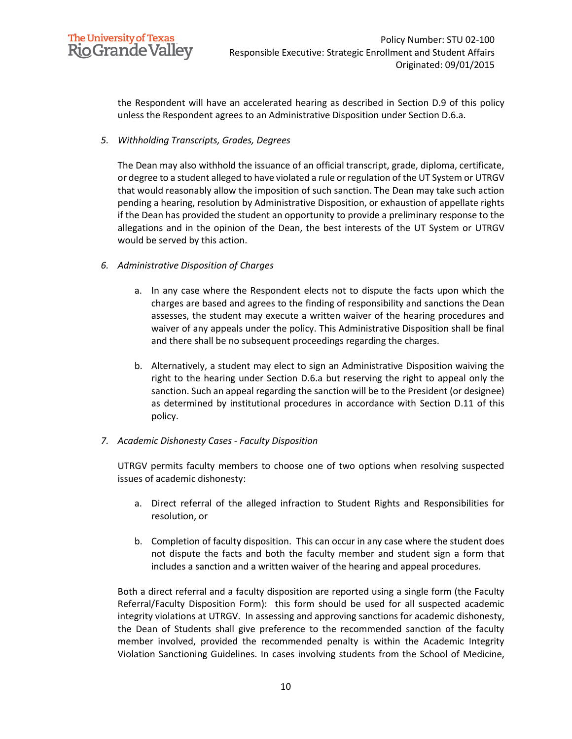the Respondent will have an accelerated hearing as described in Section D.9 of this policy unless the Respondent agrees to an Administrative Disposition under Section D.6.a.

5. *Withholding Transcripts, Grades, Degrees*

   The Dean may also withhold the issuance of an official transcript, grade, diploma, certificate, or degree to a student alleged to have violated a rule or regulation of the UT System or UTRGV that would reasonably allow the imposition of such sanction. The Dean may take such action pending a hearing, resolution by Administrative Disposition, or exhaustion of appellate rights if the Dean has provided the student an opportunity to provide a preliminary response to the allegations and in the opinion of the Dean, the best interests of the UT System or UTRGV would be served by this action.

6. *Administrative Disposition of Charges*

   a. In any case where the Respondent elects not to dispute the facts upon which the charges are based and agrees to the finding of responsibility and sanctions the Dean assesses, the student may execute a written waiver of the hearing procedures and waiver of any appeals under the policy. This Administrative Disposition shall be final and there shall be no subsequent proceedings regarding the charges.

   b. Alternatively, a student may elect to sign an Administrative Disposition waiving the right to the hearing under Section D.6.a but reserving the right to appeal only the sanction. Such an appeal regarding the sanction will be to the President (or designee) as determined by institutional procedures in accordance with Section D.11 of this policy.

7. *Academic Dishonesty Cases - Faculty Disposition*

   UTRGV permits faculty members to choose one of two options when resolving suspected issues of academic dishonesty:

   a. Direct referral of the alleged infraction to Student Rights and Responsibilities for resolution, or

   b. Completion of faculty disposition. This can occur in any case where the student does not dispute the facts and both the faculty member and student sign a form that includes a sanction and a written waiver of the hearing and appeal procedures.

   Both a direct referral and a faculty disposition are reported using a single form (the Faculty Referral/Faculty Disposition Form): this form should be used for all suspected academic integrity violations at UTRGV. In assessing and approving sanctions for academic dishonesty, the Dean of Students shall give preference to the recommended sanction of the faculty member involved, provided the recommended penalty is within the Academic Integrity Violation Sanctioning Guidelines. In cases involving students from the School of Medicine,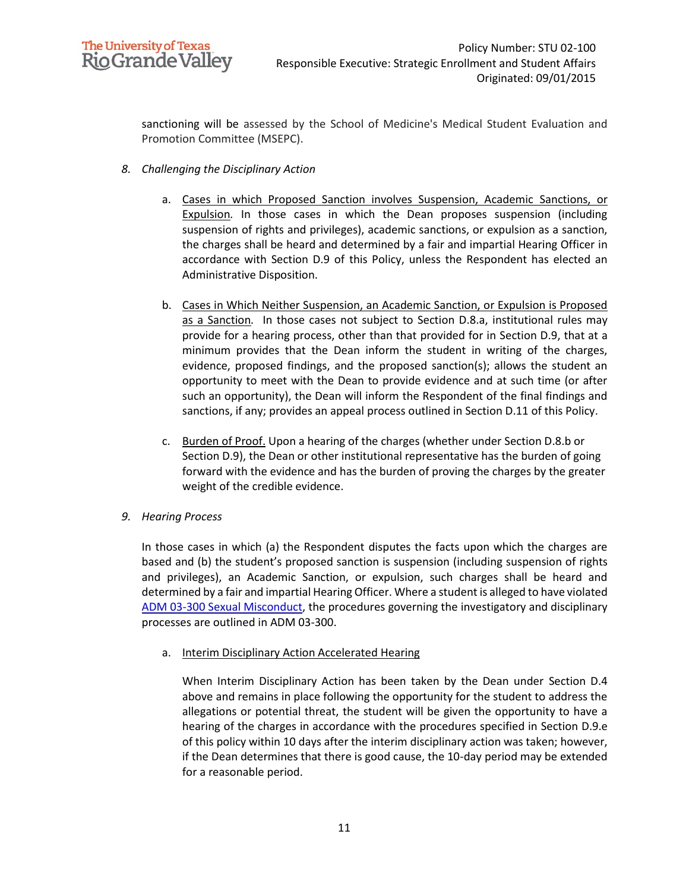sanctioning will be assessed by the School of Medicine's Medical Student Evaluation and Promotion Committee (MSEPC).

8. *Challenging the Disciplinary Action*

   a. Cases in which Proposed Sanction involves Suspension, Academic Sanctions, or Expulsion*.* In those cases in which the Dean proposes suspension (including suspension of rights and privileges), academic sanctions, or expulsion as a sanction, the charges shall be heard and determined by a fair and impartial Hearing Officer in accordance with Section D.9 of this Policy, unless the Respondent has elected an Administrative Disposition.

   b. Cases in Which Neither Suspension, an Academic Sanction, or Expulsion is Proposed as a Sanction*.* In those cases not subject to Section D.8.a, institutional rules may provide for a hearing process, other than that provided for in Section D.9, that at a minimum provides that the Dean inform the student in writing of the charges, evidence, proposed findings, and the proposed sanction(s); allows the student an opportunity to meet with the Dean to provide evidence and at such time (or after such an opportunity), the Dean will inform the Respondent of the final findings and sanctions, if any; provides an appeal process outlined in Section D.11 of this Policy.

   c. Burden of Proof. Upon a hearing of the charges (whether under Section D.8.b or Section D.9), the Dean or other institutional representative has the burden of going forward with the evidence and has the burden of proving the charges by the greater weight of the credible evidence.

9. *Hearing Process*

   In those cases in which (a) the Respondent disputes the facts upon which the charges are based and (b) the student's proposed sanction is suspension (including suspension of rights and privileges), an Academic Sanction, or expulsion, such charges shall be heard and determined by a fair and impartial Hearing Officer. Where a student is alleged to have violated ADM 03-300 Sexual Misconduct, the procedures governing the investigatory and disciplinary processes are outlined in ADM 03-300.

   a. Interim Disciplinary Action Accelerated Hearing

      When Interim Disciplinary Action has been taken by the Dean under Section D.4 above and remains in place following the opportunity for the student to address the allegations or potential threat, the student will be given the opportunity to have a hearing of the charges in accordance with the procedures specified in Section D.9.e of this policy within 10 days after the interim disciplinary action was taken; however, if the Dean determines that there is good cause, the 10-day period may be extended for a reasonable period.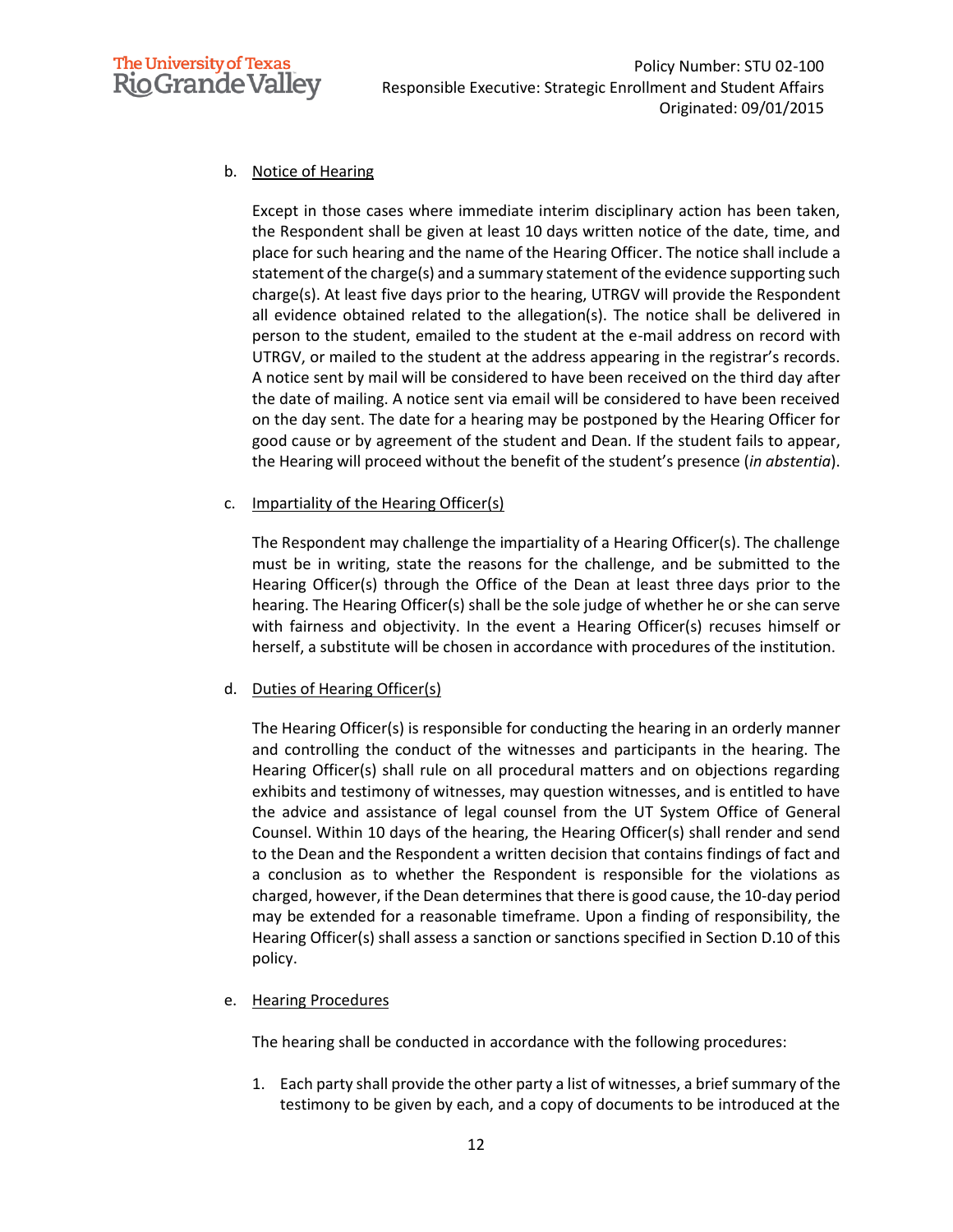b. Notice of Hearing

Except in those cases where immediate interim disciplinary action has been taken, the Respondent shall be given at least 10 days written notice of the date, time, and place for such hearing and the name of the Hearing Officer. The notice shall include a statement of the charge(s) and a summary statement of the evidence supporting such charge(s). At least five days prior to the hearing, UTRGV will provide the Respondent all evidence obtained related to the allegation(s). The notice shall be delivered in person to the student, emailed to the student at the e-mail address on record with UTRGV, or mailed to the student at the address appearing in the registrar's records. A notice sent by mail will be considered to have been received on the third day after the date of mailing. A notice sent via email will be considered to have been received on the day sent. The date for a hearing may be postponed by the Hearing Officer for good cause or by agreement of the student and Dean. If the student fails to appear, the Hearing will proceed without the benefit of the student's presence (*in abstentia*).

c. Impartiality of the Hearing Officer(s)

The Respondent may challenge the impartiality of a Hearing Officer(s). The challenge must be in writing, state the reasons for the challenge, and be submitted to the Hearing Officer(s) through the Office of the Dean at least three days prior to the hearing. The Hearing Officer(s) shall be the sole judge of whether he or she can serve with fairness and objectivity. In the event a Hearing Officer(s) recuses himself or herself, a substitute will be chosen in accordance with procedures of the institution.

d. Duties of Hearing Officer(s)

The Hearing Officer(s) is responsible for conducting the hearing in an orderly manner and controlling the conduct of the witnesses and participants in the hearing. The Hearing Officer(s) shall rule on all procedural matters and on objections regarding exhibits and testimony of witnesses, may question witnesses, and is entitled to have the advice and assistance of legal counsel from the UT System Office of General Counsel. Within 10 days of the hearing, the Hearing Officer(s) shall render and send to the Dean and the Respondent a written decision that contains findings of fact and a conclusion as to whether the Respondent is responsible for the violations as charged, however, if the Dean determines that there is good cause, the 10-day period may be extended for a reasonable timeframe. Upon a finding of responsibility, the Hearing Officer(s) shall assess a sanction or sanctions specified in Section D.10 of this policy.

e. Hearing Procedures

The hearing shall be conducted in accordance with the following procedures:

1. Each party shall provide the other party a list of witnesses, a brief summary of the testimony to be given by each, and a copy of documents to be introduced at the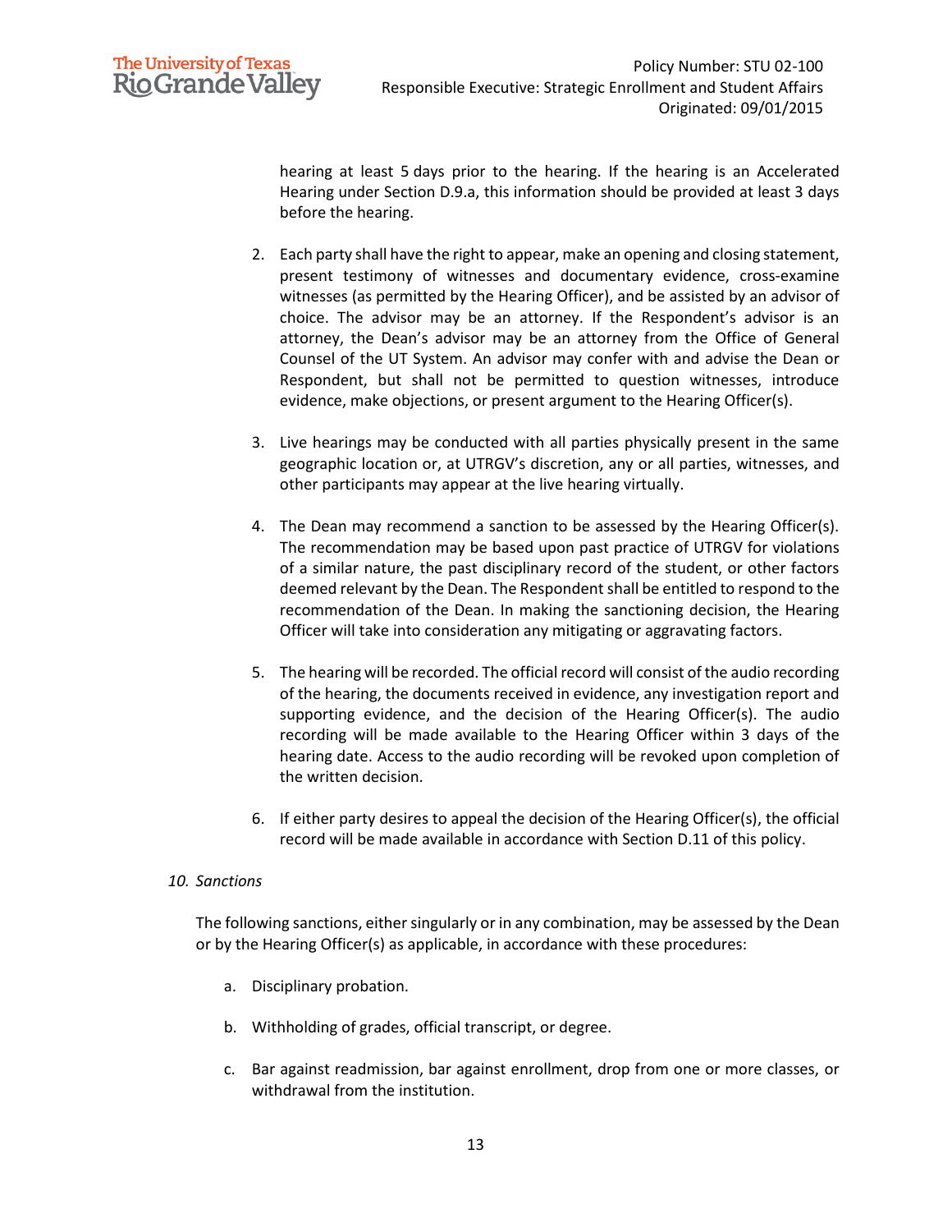hearing at least 5 days prior to the hearing. If the hearing is an Accelerated Hearing under Section D.9.a, this information should be provided at least 3 days before the hearing.

2. Each party shall have the right to appear, make an opening and closing statement, present testimony of witnesses and documentary evidence, cross-examine witnesses (as permitted by the Hearing Officer), and be assisted by an advisor of choice. The advisor may be an attorney. If the Respondent's advisor is an attorney, the Dean's advisor may be an attorney from the Office of General Counsel of the UT System. An advisor may confer with and advise the Dean or Respondent, but shall not be permitted to question witnesses, introduce evidence, make objections, or present argument to the Hearing Officer(s).

3. Live hearings may be conducted with all parties physically present in the same geographic location or, at UTRGV's discretion, any or all parties, witnesses, and other participants may appear at the live hearing virtually.

4. The Dean may recommend a sanction to be assessed by the Hearing Officer(s). The recommendation may be based upon past practice of UTRGV for violations of a similar nature, the past disciplinary record of the student, or other factors deemed relevant by the Dean. The Respondent shall be entitled to respond to the recommendation of the Dean. In making the sanctioning decision, the Hearing Officer will take into consideration any mitigating or aggravating factors.

5. The hearing will be recorded. The official record will consist of the audio recording of the hearing, the documents received in evidence, any investigation report and supporting evidence, and the decision of the Hearing Officer(s). The audio recording will be made available to the Hearing Officer within 3 days of the hearing date. Access to the audio recording will be revoked upon completion of the written decision.

6. If either party desires to appeal the decision of the Hearing Officer(s), the official record will be made available in accordance with Section D.11 of this policy.

*10. Sanctions*

The following sanctions, either singularly or in any combination, may be assessed by the Dean or by the Hearing Officer(s) as applicable, in accordance with these procedures:

a. Disciplinary probation.

b. Withholding of grades, official transcript, or degree.

c. Bar against readmission, bar against enrollment, drop from one or more classes, or withdrawal from the institution.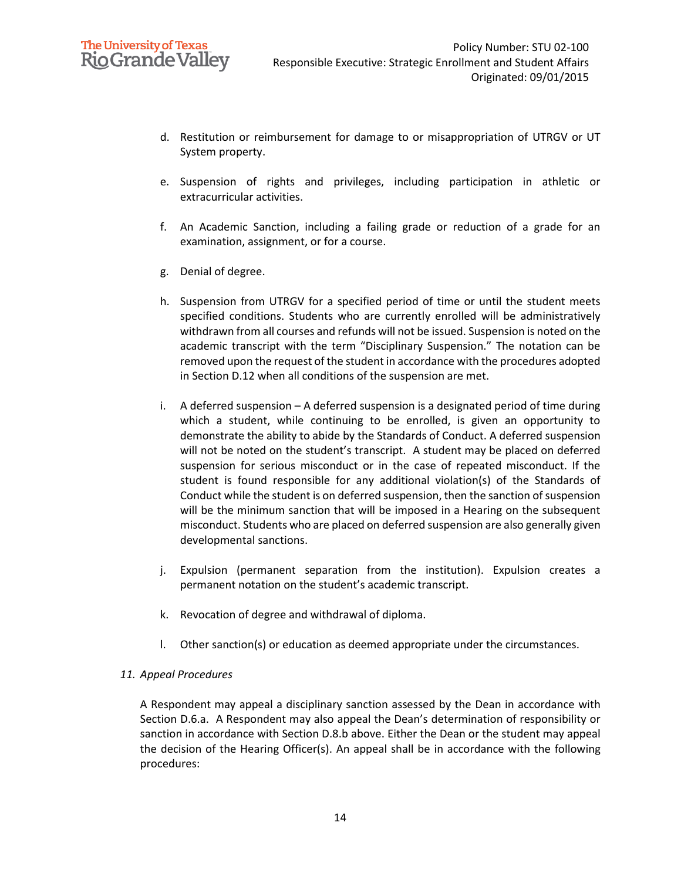d. Restitution or reimbursement for damage to or misappropriation of UTRGV or UT System property.

e. Suspension of rights and privileges, including participation in athletic or extracurricular activities.

f. An Academic Sanction, including a failing grade or reduction of a grade for an examination, assignment, or for a course.

g. Denial of degree.

h. Suspension from UTRGV for a specified period of time or until the student meets specified conditions. Students who are currently enrolled will be administratively withdrawn from all courses and refunds will not be issued. Suspension is noted on the academic transcript with the term "Disciplinary Suspension." The notation can be removed upon the request of the student in accordance with the procedures adopted in Section D.12 when all conditions of the suspension are met.

i. A deferred suspension – A deferred suspension is a designated period of time during which a student, while continuing to be enrolled, is given an opportunity to demonstrate the ability to abide by the Standards of Conduct. A deferred suspension will not be noted on the student's transcript. A student may be placed on deferred suspension for serious misconduct or in the case of repeated misconduct. If the student is found responsible for any additional violation(s) of the Standards of Conduct while the student is on deferred suspension, then the sanction of suspension will be the minimum sanction that will be imposed in a Hearing on the subsequent misconduct. Students who are placed on deferred suspension are also generally given developmental sanctions.

j. Expulsion (permanent separation from the institution). Expulsion creates a permanent notation on the student's academic transcript.

k. Revocation of degree and withdrawal of diploma.

l. Other sanction(s) or education as deemed appropriate under the circumstances.

*11. Appeal Procedures*

A Respondent may appeal a disciplinary sanction assessed by the Dean in accordance with Section D.6.a. A Respondent may also appeal the Dean's determination of responsibility or sanction in accordance with Section D.8.b above. Either the Dean or the student may appeal the decision of the Hearing Officer(s). An appeal shall be in accordance with the following procedures: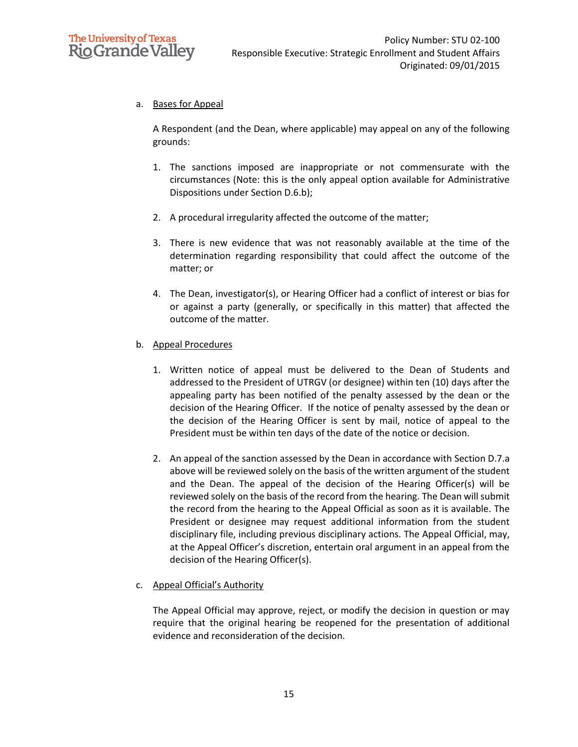a. <u>Bases for Appeal</u>

A Respondent (and the Dean, where applicable) may appeal on any of the following grounds:

1. The sanctions imposed are inappropriate or not commensurate with the circumstances (Note: this is the only appeal option available for Administrative Dispositions under Section D.6.b);

2. A procedural irregularity affected the outcome of the matter;

3. There is new evidence that was not reasonably available at the time of the determination regarding responsibility that could affect the outcome of the matter; or

4. The Dean, investigator(s), or Hearing Officer had a conflict of interest or bias for or against a party (generally, or specifically in this matter) that affected the outcome of the matter.

b. <u>Appeal Procedures</u>

1. Written notice of appeal must be delivered to the Dean of Students and addressed to the President of UTRGV (or designee) within ten (10) days after the appealing party has been notified of the penalty assessed by the dean or the decision of the Hearing Officer. If the notice of penalty assessed by the dean or the decision of the Hearing Officer is sent by mail, notice of appeal to the President must be within ten days of the date of the notice or decision.

2. An appeal of the sanction assessed by the Dean in accordance with Section D.7.a above will be reviewed solely on the basis of the written argument of the student and the Dean. The appeal of the decision of the Hearing Officer(s) will be reviewed solely on the basis of the record from the hearing. The Dean will submit the record from the hearing to the Appeal Official as soon as it is available. The President or designee may request additional information from the student disciplinary file, including previous disciplinary actions. The Appeal Official, may, at the Appeal Officer's discretion, entertain oral argument in an appeal from the decision of the Hearing Officer(s).

c. <u>Appeal Official's Authority</u>

The Appeal Official may approve, reject, or modify the decision in question or may require that the original hearing be reopened for the presentation of additional evidence and reconsideration of the decision.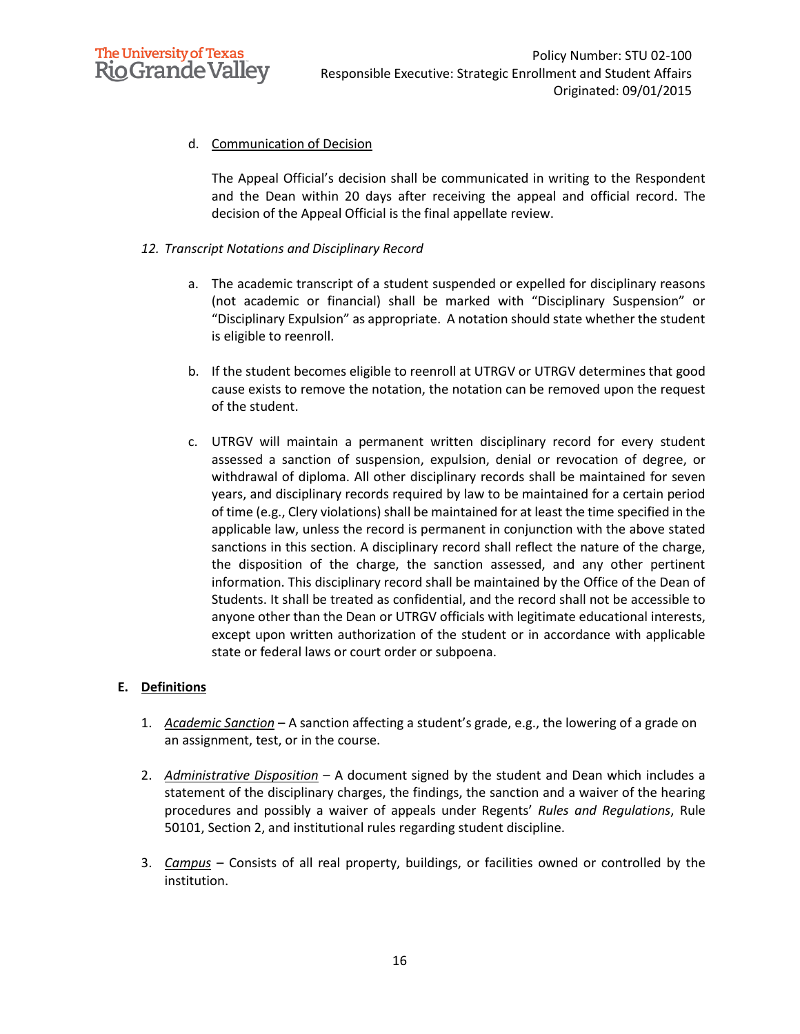d. Communication of Decision

The Appeal Official's decision shall be communicated in writing to the Respondent and the Dean within 20 days after receiving the appeal and official record. The decision of the Appeal Official is the final appellate review.

*12. Transcript Notations and Disciplinary Record*

a. The academic transcript of a student suspended or expelled for disciplinary reasons (not academic or financial) shall be marked with "Disciplinary Suspension" or "Disciplinary Expulsion" as appropriate. A notation should state whether the student is eligible to reenroll.

b. If the student becomes eligible to reenroll at UTRGV or UTRGV determines that good cause exists to remove the notation, the notation can be removed upon the request of the student.

c. UTRGV will maintain a permanent written disciplinary record for every student assessed a sanction of suspension, expulsion, denial or revocation of degree, or withdrawal of diploma. All other disciplinary records shall be maintained for seven years, and disciplinary records required by law to be maintained for a certain period of time (e.g., Clery violations) shall be maintained for at least the time specified in the applicable law, unless the record is permanent in conjunction with the above stated sanctions in this section. A disciplinary record shall reflect the nature of the charge, the disposition of the charge, the sanction assessed, and any other pertinent information. This disciplinary record shall be maintained by the Office of the Dean of Students. It shall be treated as confidential, and the record shall not be accessible to anyone other than the Dean or UTRGV officials with legitimate educational interests, except upon written authorization of the student or in accordance with applicable state or federal laws or court order or subpoena.

## E. Definitions

1. *Academic Sanction* – A sanction affecting a student's grade, e.g., the lowering of a grade on an assignment, test, or in the course.

2. *Administrative Disposition* – A document signed by the student and Dean which includes a statement of the disciplinary charges, the findings, the sanction and a waiver of the hearing procedures and possibly a waiver of appeals under Regents' *Rules and Regulations*, Rule 50101, Section 2, and institutional rules regarding student discipline.

3. *Campus* – Consists of all real property, buildings, or facilities owned or controlled by the institution.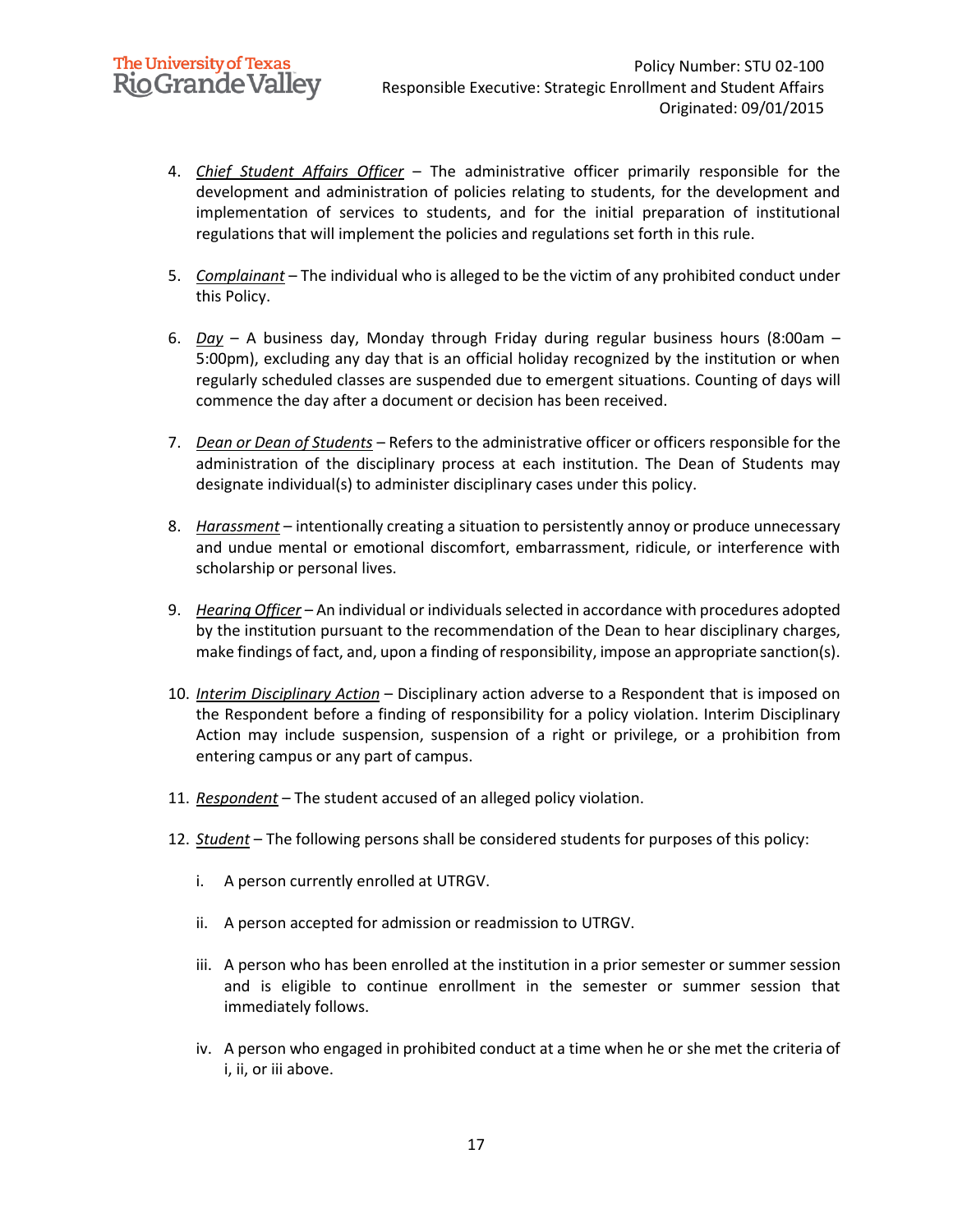4. *Chief Student Affairs Officer* – The administrative officer primarily responsible for the development and administration of policies relating to students, for the development and implementation of services to students, and for the initial preparation of institutional regulations that will implement the policies and regulations set forth in this rule.

5. *Complainant* – The individual who is alleged to be the victim of any prohibited conduct under this Policy.

6. *Day* – A business day, Monday through Friday during regular business hours (8:00am – 5:00pm), excluding any day that is an official holiday recognized by the institution or when regularly scheduled classes are suspended due to emergent situations. Counting of days will commence the day after a document or decision has been received.

7. *Dean or Dean of Students* – Refers to the administrative officer or officers responsible for the administration of the disciplinary process at each institution. The Dean of Students may designate individual(s) to administer disciplinary cases under this policy.

8. *Harassment* – intentionally creating a situation to persistently annoy or produce unnecessary and undue mental or emotional discomfort, embarrassment, ridicule, or interference with scholarship or personal lives.

9. *Hearing Officer* – An individual or individuals selected in accordance with procedures adopted by the institution pursuant to the recommendation of the Dean to hear disciplinary charges, make findings of fact, and, upon a finding of responsibility, impose an appropriate sanction(s).

10. *Interim Disciplinary Action* – Disciplinary action adverse to a Respondent that is imposed on the Respondent before a finding of responsibility for a policy violation. Interim Disciplinary Action may include suspension, suspension of a right or privilege, or a prohibition from entering campus or any part of campus.

11. *Respondent* – The student accused of an alleged policy violation.

12. *Student* – The following persons shall be considered students for purposes of this policy:

    i. A person currently enrolled at UTRGV.

    ii. A person accepted for admission or readmission to UTRGV.

    iii. A person who has been enrolled at the institution in a prior semester or summer session and is eligible to continue enrollment in the semester or summer session that immediately follows.

    iv. A person who engaged in prohibited conduct at a time when he or she met the criteria of i, ii, or iii above.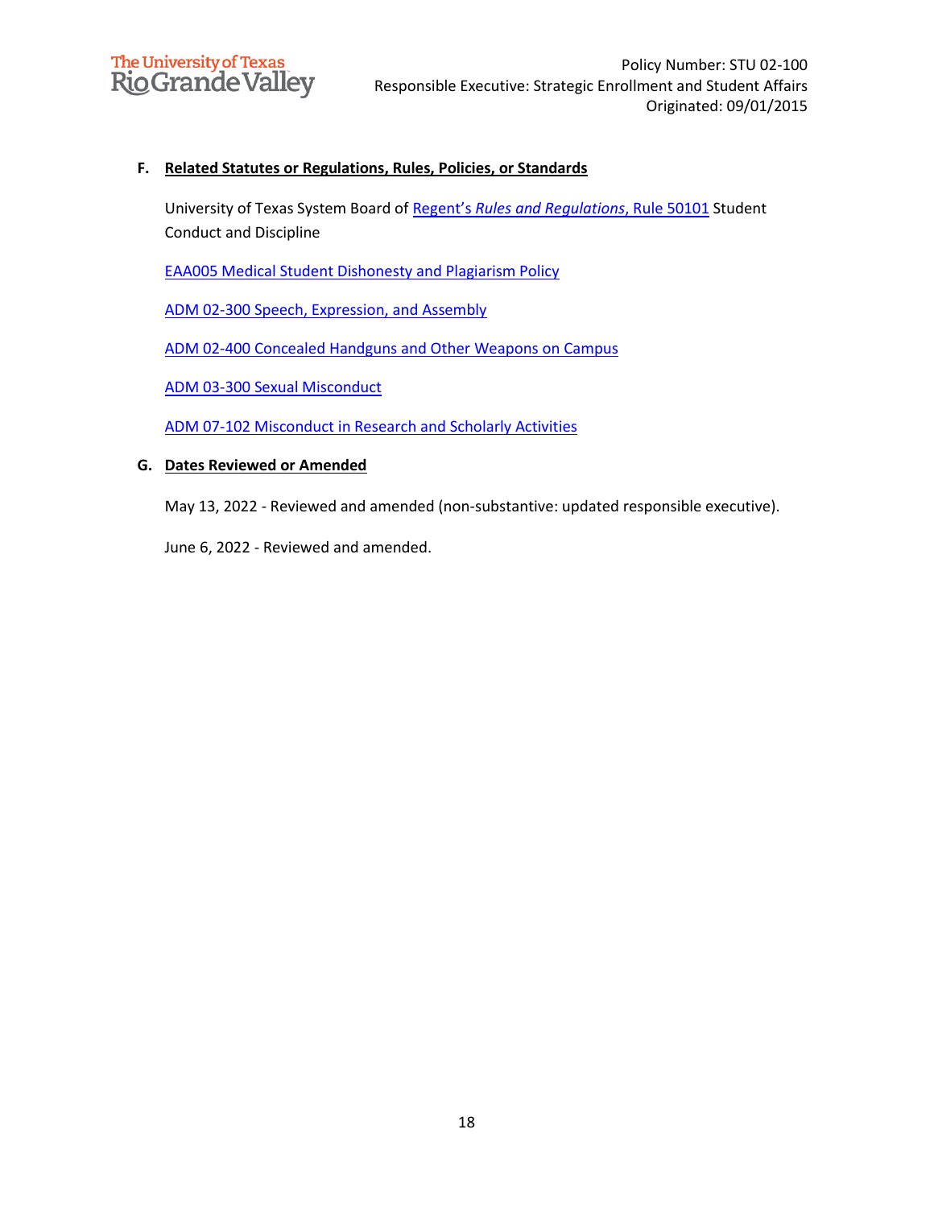### F. Related Statutes or Regulations, Rules, Policies, or Standards

University of Texas System Board of Regent's *Rules and Regulations*, Rule 50101 Student Conduct and Discipline

EAA005 Medical Student Dishonesty and Plagiarism Policy

ADM 02-300 Speech, Expression, and Assembly

ADM 02-400 Concealed Handguns and Other Weapons on Campus

ADM 03-300 Sexual Misconduct

ADM 07-102 Misconduct in Research and Scholarly Activities

### G. Dates Reviewed or Amended

May 13, 2022 - Reviewed and amended (non-substantive: updated responsible executive).

June 6, 2022 - Reviewed and amended.